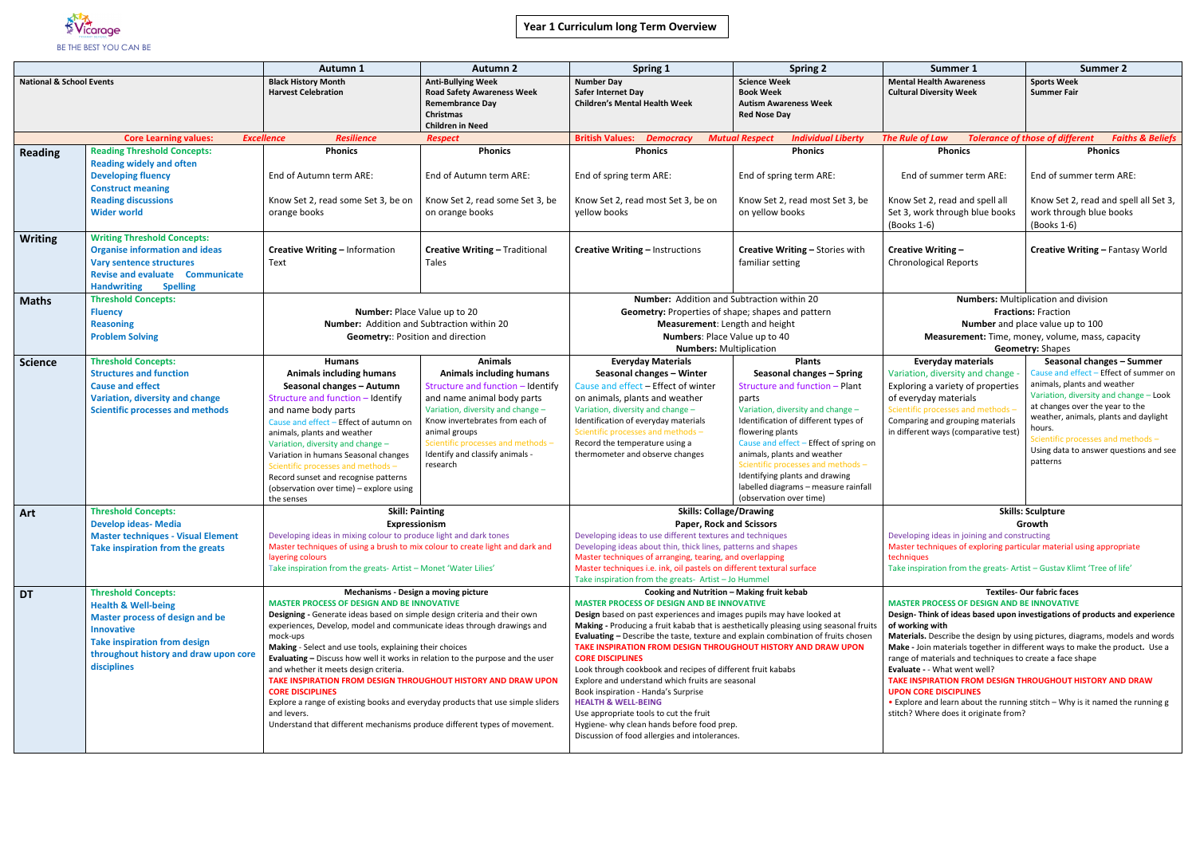Vicarage

BE THE BEST YOU CAN BE

# Year 1 Curriculum long Term Overview

| | | Autumn 1 | Autumn 2 | Spring 1 | Spring 2 | Summer 1 | Summer 2 |
|---|---|---|---|---|---|---|---|
| **National & School Events** | | **Black History Month**<br>**Harvest Celebration** | **Anti-Bullying Week**<br>**Road Safety Awareness Week**<br>**Remembrance Day**<br>**Christmas**<br>**Children in Need** | **Number Day**<br>**Safer Internet Day**<br>**Children's Mental Health Week** | **Science Week**<br>**Book Week**<br>**Autism Awareness Week**<br>**Red Nose Day** | **Mental Health Awareness**<br>**Cultural Diversity Week** | **Sports Week**<br>**Summer Fair** |
| | **Core Learning values:** | ***Excellence*** | ***Resilience*** / ***Respect*** | **British Values:** ***Democracy*** | ***Mutual Respect*** / ***Individual Liberty*** | ***The Rule of Law*** | ***Tolerance of those of different Faiths & Beliefs*** |
| **Reading** | **Reading Threshold Concepts:**<br>**Reading widely and often**<br>**Developing fluency**<br>**Construct meaning**<br>**Reading discussions**<br>**Wider world** | **Phonics**<br>End of Autumn term ARE:<br>Know Set 2, read some Set 3, be on orange books | **Phonics**<br>End of Autumn term ARE:<br>Know Set 2, read some Set 3, be on orange books | **Phonics**<br>End of spring term ARE:<br>Know Set 2, read most Set 3, be on yellow books | **Phonics**<br>End of spring term ARE:<br>Know Set 2, read most Set 3, be on yellow books | **Phonics**<br>End of summer term ARE:<br>Know Set 2, read and spell all Set 3, work through blue books (Books 1-6) | **Phonics**<br>End of summer term ARE:<br>Know Set 2, read and spell all Set 3, work through blue books (Books 1-6) |
| **Writing** | **Writing Threshold Concepts:**<br>**Organise information and ideas**<br>**Vary sentence structures**<br>**Revise and evaluate** **Communicate**<br>**Handwriting** **Spelling** | **Creative Writing –** Information Text | **Creative Writing –** Traditional Tales | **Creative Writing –** Instructions | **Creative Writing –** Stories with familiar setting | **Creative Writing –** Chronological Reports | **Creative Writing –** Fantasy World |
| **Maths** | **Threshold Concepts:**<br>**Fluency**<br>**Reasoning**<br>**Problem Solving** | **Number:** Place Value up to 20<br>**Number:** Addition and Subtraction within 20<br>**Geometry:**: Position and direction | | **Number:** Addition and Subtraction within 20<br>**Geometry:** Properties of shape; shapes and pattern<br>**Measurement**: Length and height<br>**Numbers**: Place Value up to 40<br>**Numbers:** Multiplication | | **Numbers:** Multiplication and division<br>**Fractions:** Fraction<br>**Number** and place value up to 100<br>**Measurement:** Time, money, volume, mass, capacity<br>**Geometry:** Shapes | |
| **Science** | **Threshold Concepts:**<br>**Structures and function**<br>**Cause and effect**<br>**Variation, diversity and change**<br>**Scientific processes and methods** | **Humans**<br>**Animals including humans**<br>**Seasonal changes – Autumn**<br>Structure and function – Identify and name body parts<br>Cause and effect – Effect of autumn on animals, plants and weather<br>Variation, diversity and change – Variation in humans Seasonal changes<br>Scientific processes and methods – Record sunset and recognise patterns (observation over time) – explore using the senses | **Animals**<br>**Animals including humans**<br>Structure and function – Identify and name animal body parts<br>Variation, diversity and change – Know invertebrates from each of animal groups<br>Scientific processes and methods – Identify and classify animals - research | **Everyday Materials**<br>**Seasonal changes – Winter**<br>Cause and effect – Effect of winter on animals, plants and weather<br>Variation, diversity and change – Identification of everyday materials<br>Scientific processes and methods – Record the temperature using a thermometer and observe changes | **Plants**<br>**Seasonal changes – Spring**<br>Structure and function – Plant parts<br>Variation, diversity and change – Identification of different types of flowering plants<br>Cause and effect – Effect of spring on animals, plants and weather<br>Scientific processes and methods – Identifying plants and drawing labelled diagrams – measure rainfall (observation over time) | **Everyday materials**<br>Variation, diversity and change - Exploring a variety of properties of everyday materials<br>Scientific processes and methods – Comparing and grouping materials in different ways (comparative test) | **Seasonal changes – Summer**<br>Cause and effect – Effect of summer on animals, plants and weather<br>Variation, diversity and change – Look at changes over the year to the weather, animals, plants and daylight hours.<br>Scientific processes and methods – Using data to answer questions and see patterns |
| **Art** | **Threshold Concepts:**<br>**Develop ideas- Media**<br>**Master techniques - Visual Element**<br>**Take inspiration from the greats** | **Skill: Painting**<br>**Expressionism**<br>Developing ideas in mixing colour to produce light and dark tones<br>Master techniques of using a brush to mix colour to create light and dark and layering colours<br>Take inspiration from the greats- Artist – Monet 'Water Lilies' | | **Skills: Collage/Drawing**<br>**Paper, Rock and Scissors**<br>Developing ideas to use different textures and techniques<br>Developing ideas about thin, thick lines, patterns and shapes<br>Master techniques of arranging, tearing, and overlapping<br>Master techniques i.e. ink, oil pastels on different textural surface<br>Take inspiration from the greats- Artist – Jo Hummel | | **Skills: Sculpture**<br>**Growth**<br>Developing ideas in joining and constructing<br>Master techniques of exploring particular material using appropriate techniques<br>Take inspiration from the greats- Artist – Gustav Klimt 'Tree of life' | |
| **DT** | **Threshold Concepts:**<br>**Health & Well-being**<br>**Master process of design and be Innovative**<br>**Take inspiration from design throughout history and draw upon core disciplines** | **Mechanisms - Design a moving picture**<br>**MASTER PROCESS OF DESIGN AND BE INNOVATIVE**<br>**Designing** - Generate ideas based on simple design criteria and their own experiences, Develop, model and communicate ideas through drawings and mock-ups<br>**Making** - Select and use tools, explaining their choices<br>**Evaluating –** Discuss how well it works in relation to the purpose and the user and whether it meets design criteria.<br>**TAKE INSPIRATION FROM DESIGN THROUGHOUT HISTORY AND DRAW UPON CORE DISCIPLINES**<br>Explore a range of existing books and everyday products that use simple sliders and levers.<br>Understand that different mechanisms produce different types of movement. | | **Cooking and Nutrition – Making fruit kebab**<br>**MASTER PROCESS OF DESIGN AND BE INNOVATIVE**<br>**Design** based on past experiences and images pupils may have looked at<br>**Making -** Producing a fruit kabab that is aesthetically pleasing using seasonal fruits<br>**Evaluating –** Describe the taste, texture and explain combination of fruits chosen<br>**TAKE INSPIRATION FROM DESIGN THROUGHOUT HISTORY AND DRAW UPON CORE DISCIPLINES**<br>Look through cookbook and recipes of different fruit kababs<br>Explore and understand which fruits are seasonal<br>Book inspiration - Handa's Surprise<br>**HEALTH & WELL-BEING**<br>Use appropriate tools to cut the fruit<br>Hygiene- why clean hands before food prep.<br>Discussion of food allergies and intolerances. | | **Textiles- Our fabric faces**<br>**MASTER PROCESS OF DESIGN AND BE INNOVATIVE**<br>**Design- Think of ideas based upon investigations of products and experience of working with**<br>**Materials.** Describe the design by using pictures, diagrams, models and words<br>**Make -** Join materials together in different ways to make the product. Use a range of materials and techniques to create a face shape<br>**Evaluate -** - What went well?<br>**TAKE INSPIRATION FROM DESIGN THROUGHOUT HISTORY AND DRAW UPON CORE DISCIPLINES**<br>• Explore and learn about the running stitch – Why is it named the running g stitch? Where does it originate from? | |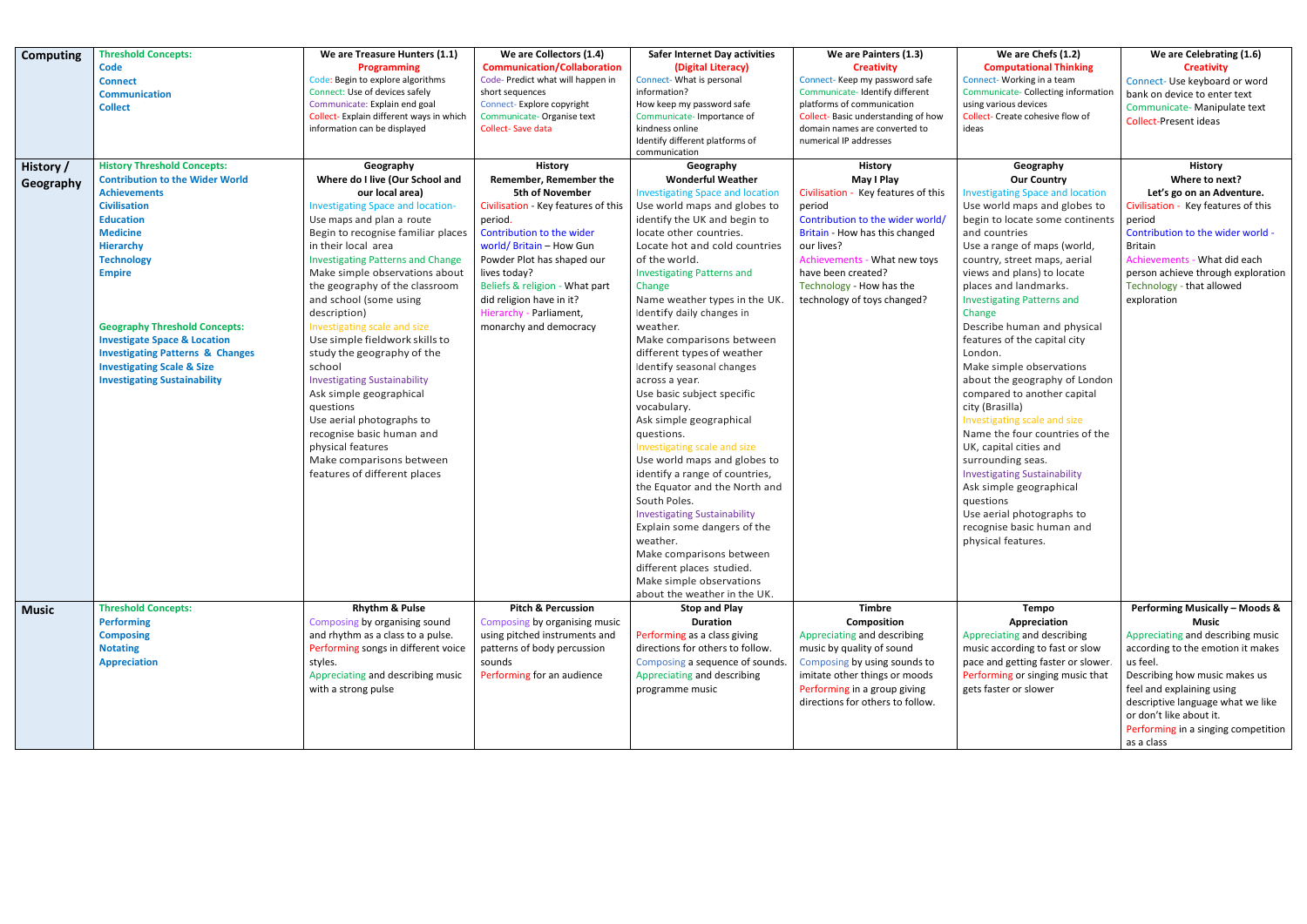| | | | | | | | |
|---|---|---|---|---|---|---|---|
| **Computing** | **Threshold Concepts:**<br>**Code**<br>**Connect**<br>**Communication**<br>**Collect** | **We are Treasure Hunters (1.1)**<br>**Programming**<br>Code: Begin to explore algorithms<br>Connect: Use of devices safely<br>Communicate: Explain end goal<br>Collect- Explain different ways in which information can be displayed | **We are Collectors (1.4)**<br>**Communication/Collaboration**<br>Code- Predict what will happen in short sequences<br>Connect- Explore copyright<br>Communicate- Organise text<br>Collect- Save data | **Safer Internet Day activities**<br>**(Digital Literacy)**<br>Connect- What is personal information?<br>How keep my password safe<br>Communicate- Importance of kindness online<br>Identify different platforms of communication | **We are Painters (1.3)**<br>**Creativity**<br>Connect- Keep my password safe<br>Communicate- Identify different platforms of communication<br>Collect- Basic understanding of how domain names are converted to numerical IP addresses | **We are Chefs (1.2)**<br>**Computational Thinking**<br>Connect- Working in a team<br>Communicate- Collecting information using various devices<br>Collect- Create cohesive flow of ideas | **We are Celebrating (1.6)**<br>**Creativity**<br>Connect- Use keyboard or word bank on device to enter text<br>Communicate- Manipulate text<br>Collect-Present ideas |
| **History / Geography** | **History Threshold Concepts:**<br>**Contribution to the Wider World**<br>**Achievements**<br>**Civilisation**<br>**Education**<br>**Medicine**<br>**Hierarchy**<br>**Technology**<br>**Empire**<br><br>**Geography Threshold Concepts:**<br>**Investigate Space & Location**<br>**Investigating Patterns & Changes**<br>**Investigating Scale & Size**<br>**Investigating Sustainability** | **Geography**<br>**Where do I live (Our School and our local area)**<br>Investigating Space and location-<br>Use maps and plan a route<br>Begin to recognise familiar places in their local area<br>Investigating Patterns and Change<br>Make simple observations about the geography of the classroom and school (some using description)<br>Investigating scale and size<br>Use simple fieldwork skills to study the geography of the school<br>Investigating Sustainability<br>Ask simple geographical questions<br>Use aerial photographs to recognise basic human and physical features<br>Make comparisons between features of different places | **History**<br>**Remember, Remember the 5th of November**<br>Civilisation - Key features of this period.<br>Contribution to the wider world/ Britain – How Gun Powder Plot has shaped our lives today?<br>Beliefs & religion - What part did religion have in it?<br>Hierarchy - Parliament, monarchy and democracy | **Geography**<br>**Wonderful Weather**<br>Investigating Space and location<br>Use world maps and globes to identify the UK and begin to locate other countries.<br>Locate hot and cold countries of the world.<br>Investigating Patterns and Change<br>Name weather types in the UK.<br>Identify daily changes in weather.<br>Make comparisons between different types of weather<br>Identify seasonal changes across a year.<br>Use basic subject specific vocabulary.<br>Ask simple geographical questions.<br>Investigating scale and size<br>Use world maps and globes to identify a range of countries, the Equator and the North and South Poles.<br>Investigating Sustainability<br>Explain some dangers of the weather.<br>Make comparisons between different places studied.<br>Make simple observations about the weather in the UK. | **History**<br>**May I Play**<br>Civilisation - Key features of this period<br>Contribution to the wider world/ Britain - How has this changed our lives?<br>Achievements - What new toys have been created?<br>Technology - How has the technology of toys changed? | **Geography**<br>**Our Country**<br>Investigating Space and location<br>Use world maps and globes to begin to locate some continents and countries<br>Use a range of maps (world, country, street maps, aerial views and plans) to locate places and landmarks.<br>Investigating Patterns and Change<br>Describe human and physical features of the capital city London.<br>Make simple observations about the geography of London compared to another capital city (Brasilla)<br>Investigating scale and size<br>Name the four countries of the UK, capital cities and surrounding seas.<br>Investigating Sustainability<br>Ask simple geographical questions<br>Use aerial photographs to recognise basic human and physical features. | **History**<br>**Where to next?**<br>**Let's go on an Adventure.**<br>Civilisation - Key features of this period<br>Contribution to the wider world - Britain<br>Achievements - What did each person achieve through exploration<br>Technology - that allowed exploration |
| **Music** | **Threshold Concepts:**<br>**Performing**<br>**Composing**<br>**Notating**<br>**Appreciation** | **Rhythm & Pulse**<br>Composing by organising sound and rhythm as a class to a pulse.<br>Performing songs in different voice styles.<br>Appreciating and describing music with a strong pulse | **Pitch & Percussion**<br>Composing by organising music using pitched instruments and patterns of body percussion sounds<br>Performing for an audience | **Stop and Play**<br>**Duration**<br>Performing as a class giving directions for others to follow.<br>Composing a sequence of sounds.<br>Appreciating and describing programme music | **Timbre**<br>**Composition**<br>Appreciating and describing music by quality of sound<br>Composing by using sounds to imitate other things or moods<br>Performing in a group giving directions for others to follow. | **Tempo**<br>**Appreciation**<br>Appreciating and describing music according to fast or slow pace and getting faster or slower.<br>Performing or singing music that gets faster or slower | **Performing Musically – Moods & Music**<br>Appreciating and describing music according to the emotion it makes us feel.<br>Describing how music makes us feel and explaining using descriptive language what we like or don't like about it.<br>Performing in a singing competition as a class |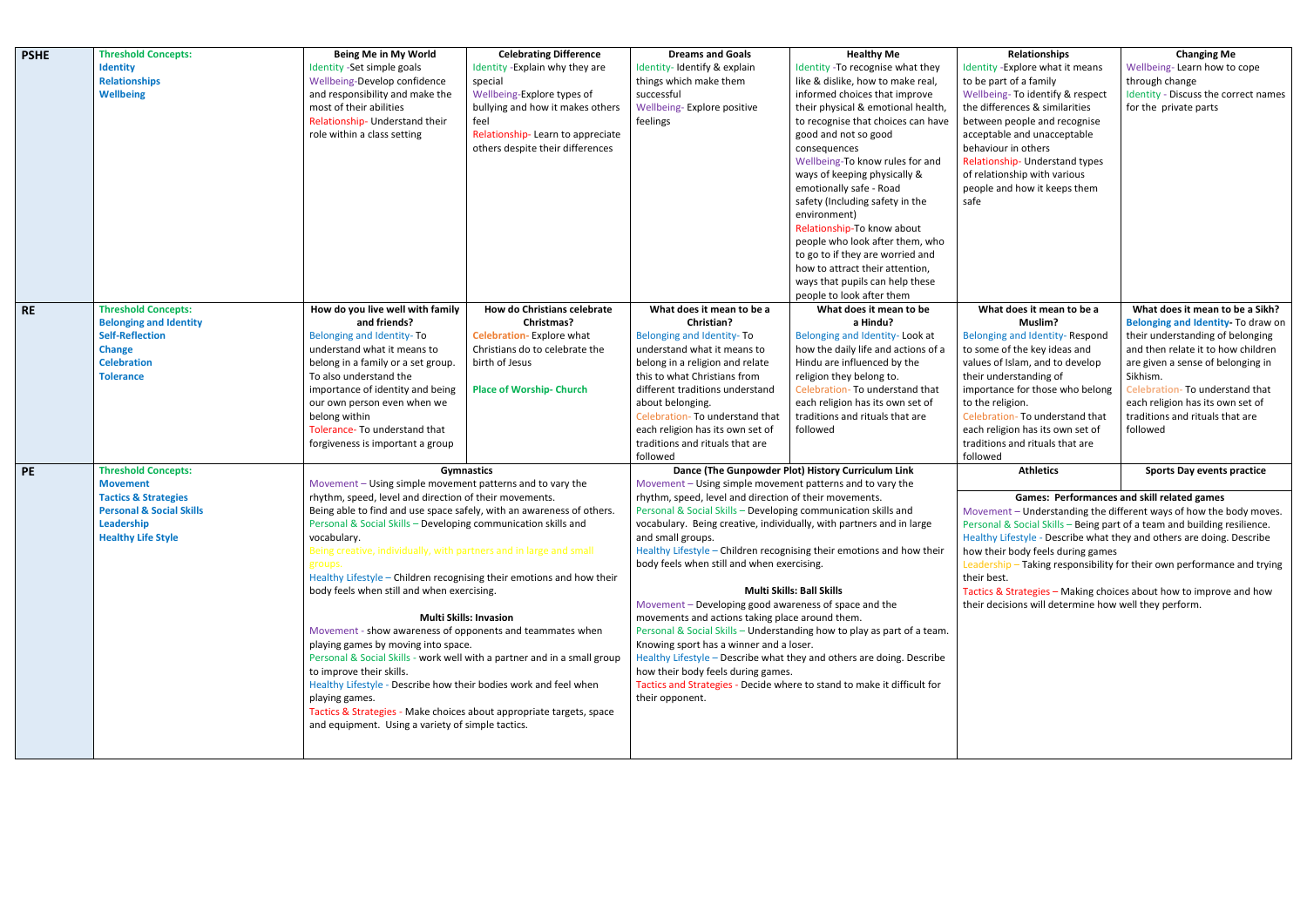| | | | | | | | |
|---|---|---|---|---|---|---|---|
| **PSHE** | **Threshold Concepts:** **Identity** **Relationships** **Wellbeing** | **Being Me in My World** Identity -Set simple goals Wellbeing-Develop confidence and responsibility and make the most of their abilities Relationship- Understand their role within a class setting | **Celebrating Difference** Identity -Explain why they are special Wellbeing-Explore types of bullying and how it makes others feel Relationship- Learn to appreciate others despite their differences | **Dreams and Goals** Identity- Identify & explain things which make them successful Wellbeing- Explore positive feelings | **Healthy Me** Identity -To recognise what they like & dislike, how to make real, informed choices that improve their physical & emotional health, to recognise that choices can have good and not so good consequences Wellbeing-To know rules for and ways of keeping physically & emotionally safe - Road safety (Including safety in the environment) Relationship-To know about people who look after them, who to go to if they are worried and how to attract their attention, ways that pupils can help these people to look after them | **Relationships** Identity -Explore what it means to be part of a family Wellbeing- To identify & respect the differences & similarities between people and recognise acceptable and unacceptable behaviour in others Relationship- Understand types of relationship with various people and how it keeps them safe | **Changing Me** Wellbeing- Learn how to cope through change Identity - Discuss the correct names for the private parts |
| **RE** | **Threshold Concepts:** **Belonging and Identity** **Self-Reflection** **Change** **Celebration** **Tolerance** | **How do you live well with family and friends?** Belonging and Identity- To understand what it means to belong in a family or a set group. To also understand the importance of identity and being our own person even when we belong within Tolerance- To understand that forgiveness is important a group | **How do Christians celebrate Christmas?** Celebration- Explore what Christians do to celebrate the birth of Jesus **Place of Worship- Church** | **What does it mean to be a Christian?** Belonging and Identity- To understand what it means to belong in a religion and relate this to what Christians from different traditions understand about belonging. Celebration- To understand that each religion has its own set of traditions and rituals that are followed | **What does it mean to be a Hindu?** Belonging and Identity- Look at how the daily life and actions of a Hindu are influenced by the religion they belong to. Celebration- To understand that each religion has its own set of traditions and rituals that are followed | **What does it mean to be a Muslim?** Belonging and Identity- Respond to some of the key ideas and values of Islam, and to develop their understanding of importance for those who belong to the religion. Celebration- To understand that each religion has its own set of traditions and rituals that are followed | **What does it mean to be a Sikh?** **Belonging and Identity-** To draw on their understanding of belonging and then relate it to how children are given a sense of belonging in Sikhism. Celebration- To understand that each religion has its own set of traditions and rituals that are followed |
| **PE** | **Threshold Concepts:** **Movement** **Tactics & Strategies** **Personal & Social Skills** **Leadership** **Healthy Life Style** | **Gymnastics** Movement – Using simple movement patterns and to vary the rhythm, speed, level and direction of their movements. Being able to find and use space safely, with an awareness of others. Personal & Social Skills – Developing communication skills and vocabulary. Being creative, individually, with partners and in large and small groups. Healthy Lifestyle – Children recognising their emotions and how their body feels when still and when exercising. **Multi Skills: Invasion** Movement - show awareness of opponents and teammates when playing games by moving into space. Personal & Social Skills - work well with a partner and in a small group to improve their skills. Healthy Lifestyle - Describe how their bodies work and feel when playing games. Tactics & Strategies - Make choices about appropriate targets, space and equipment. Using a variety of simple tactics. | | **Dance (The Gunpowder Plot) History Curriculum Link** Movement – Using simple movement patterns and to vary the rhythm, speed, level and direction of their movements. Personal & Social Skills – Developing communication skills and vocabulary. Being creative, individually, with partners and in large and small groups. Healthy Lifestyle – Children recognising their emotions and how their body feels when still and when exercising. **Multi Skills: Ball Skills** Movement – Developing good awareness of space and the movements and actions taking place around them. Personal & Social Skills – Understanding how to play as part of a team. Knowing sport has a winner and a loser. Healthy Lifestyle – Describe what they and others are doing. Describe how their body feels during games. Tactics and Strategies - Decide where to stand to make it difficult for their opponent. | | **Athletics** **Games: Performances and skill related games** Movement – Understanding the different ways of how the body moves. Personal & Social Skills – Being part of a team and building resilience. Healthy Lifestyle - Describe what they and others are doing. Describe how their body feels during games Leadership – Taking responsibility for their own performance and trying their best. Tactics & Strategies – Making choices about how to improve and how their decisions will determine how well they perform. | **Sports Day events practice** |